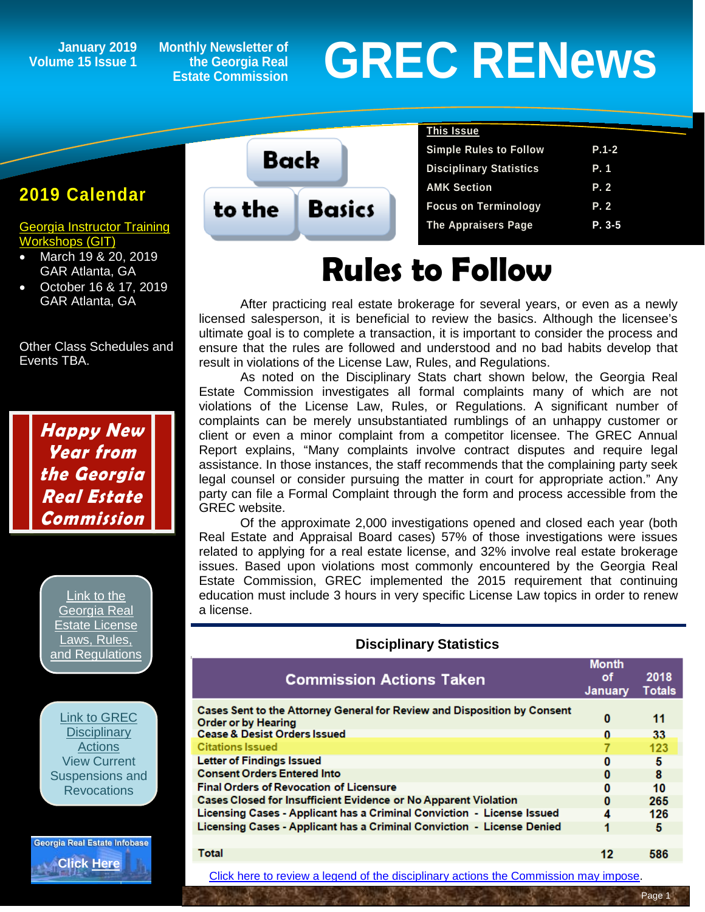January 2019
Volume 15 Issue 1

Monthly Newsletter of the Georgia Real Estate Commission

# GREC RENews

## 2019 Calendar

Georgia Instructor Training Workshops (GIT)

- March 19 & 20, 2019 GAR Atlanta, GA
- October 16 & 17, 2019 GAR Atlanta, GA

Other Class Schedules and Events TBA.

***Happy New Year from the Georgia Real Estate Commission***

Link to the Georgia Real Estate License Laws, Rules, and Regulations

Link to GREC Disciplinary Actions
View Current Suspensions and Revocations

Georgia Real Estate Infobase
Click Here

| This Issue | |
|---|---|
| Simple Rules to Follow | P.1-2 |
| Disciplinary Statistics | P. 1 |
| AMK Section | P. 2 |
| Focus on Terminology | P. 2 |
| The Appraisers Page | P. 3-5 |

Back to the Basics

# Rules to Follow

After practicing real estate brokerage for several years, or even as a newly licensed salesperson, it is beneficial to review the basics. Although the licensee's ultimate goal is to complete a transaction, it is important to consider the process and ensure that the rules are followed and understood and no bad habits develop that result in violations of the License Law, Rules, and Regulations.

As noted on the Disciplinary Stats chart shown below, the Georgia Real Estate Commission investigates all formal complaints many of which are not violations of the License Law, Rules, or Regulations. A significant number of complaints can be merely unsubstantiated rumblings of an unhappy customer or client or even a minor complaint from a competitor licensee. The GREC Annual Report explains, "Many complaints involve contract disputes and require legal assistance. In those instances, the staff recommends that the complaining party seek legal counsel or consider pursuing the matter in court for appropriate action." Any party can file a Formal Complaint through the form and process accessible from the GREC website.

Of the approximate 2,000 investigations opened and closed each year (both Real Estate and Appraisal Board cases) 57% of those investigations were issues related to applying for a real estate license, and 32% involve real estate brokerage issues. Based upon violations most commonly encountered by the Georgia Real Estate Commission, GREC implemented the 2015 requirement that continuing education must include 3 hours in very specific License Law topics in order to renew a license.

### Disciplinary Statistics

| Commission Actions Taken | Month of January | 2018 Totals |
|---|---|---|
| Cases Sent to the Attorney General for Review and Disposition by Consent Order or by Hearing | 0 | 11 |
| Cease & Desist Orders Issued | 0 | 33 |
| Citations Issued | 7 | 123 |
| Letter of Findings Issued | 0 | 5 |
| Consent Orders Entered Into | 0 | 8 |
| Final Orders of Revocation of Licensure | 0 | 10 |
| Cases Closed for Insufficient Evidence or No Apparent Violation | 0 | 265 |
| Licensing Cases - Applicant has a Criminal Conviction - License Issued | 4 | 126 |
| Licensing Cases - Applicant has a Criminal Conviction - License Denied | 1 | 5 |
| Total | 12 | 586 |

Click here to review a legend of the disciplinary actions the Commission may impose.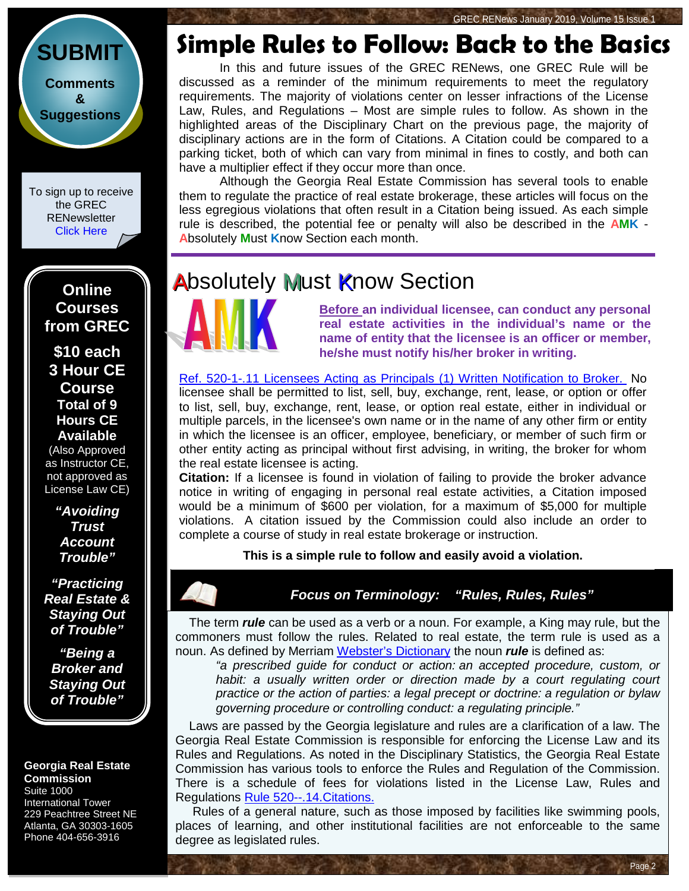# Simple Rules to Follow: Back to the Basics

In this and future issues of the GREC RENews, one GREC Rule will be discussed as a reminder of the minimum requirements to meet the regulatory requirements. The majority of violations center on lesser infractions of the License Law, Rules, and Regulations – Most are simple rules to follow. As shown in the highlighted areas of the Disciplinary Chart on the previous page, the majority of disciplinary actions are in the form of Citations. A Citation could be compared to a parking ticket, both of which can vary from minimal in fines to costly, and both can have a multiplier effect if they occur more than once.

Although the Georgia Real Estate Commission has several tools to enable them to regulate the practice of real estate brokerage, these articles will focus on the less egregious violations that often result in a Citation being issued. As each simple rule is described, the potential fee or penalty will also be described in the **AMK** - **A**bsolutely **M**ust **K**now Section each month.

## Absolutely Must Know Section

**Before an individual licensee, can conduct any personal real estate activities in the individual's name or the name of entity that the licensee is an officer or member, he/she must notify his/her broker in writing.**

Ref. 520-1-.11 Licensees Acting as Principals (1) Written Notification to Broker. No licensee shall be permitted to list, sell, buy, exchange, rent, lease, or option or offer to list, sell, buy, exchange, rent, lease, or option real estate, either in individual or multiple parcels, in the licensee's own name or in the name of any other firm or entity in which the licensee is an officer, employee, beneficiary, or member of such firm or other entity acting as principal without first advising, in writing, the broker for whom the real estate licensee is acting.

**Citation:** If a licensee is found in violation of failing to provide the broker advance notice in writing of engaging in personal real estate activities, a Citation imposed would be a minimum of $600 per violation, for a maximum of $5,000 for multiple violations. A citation issued by the Commission could also include an order to complete a course of study in real estate brokerage or instruction.

**This is a simple rule to follow and easily avoid a violation.**

### *Focus on Terminology: "Rules, Rules, Rules"*

The term ***rule*** can be used as a verb or a noun. For example, a King may rule, but the commoners must follow the rules. Related to real estate, the term rule is used as a noun. As defined by Merriam Webster's Dictionary the noun ***rule*** is defined as:

> *"a prescribed guide for conduct or action: an accepted procedure, custom, or habit: a usually written order or direction made by a court regulating court practice or the action of parties: a legal precept or doctrine: a regulation or bylaw governing procedure or controlling conduct: a regulating principle."*

Laws are passed by the Georgia legislature and rules are a clarification of a law. The Georgia Real Estate Commission is responsible for enforcing the License Law and its Rules and Regulations. As noted in the Disciplinary Statistics, the Georgia Real Estate Commission has various tools to enforce the Rules and Regulation of the Commission. There is a schedule of fees for violations listed in the License Law, Rules and Regulations Rule 520--.14.Citations.

Rules of a general nature, such as those imposed by facilities like swimming pools, places of learning, and other institutional facilities are not enforceable to the same degree as legislated rules.

---

**SUBMIT**
**Comments & Suggestions**

To sign up to receive the GREC RENewsletter Click Here

**Online Courses from GREC**

**$10 each**
**3 Hour CE Course**
**Total of 9 Hours CE Available**
(Also Approved as Instructor CE, not approved as License Law CE)

***"Avoiding Trust Account Trouble"***

***"Practicing Real Estate & Staying Out of Trouble"***

***"Being a Broker and Staying Out of Trouble"***

**Georgia Real Estate Commission**
Suite 1000
International Tower
229 Peachtree Street NE
Atlanta, GA 30303-1605
Phone 404-656-3916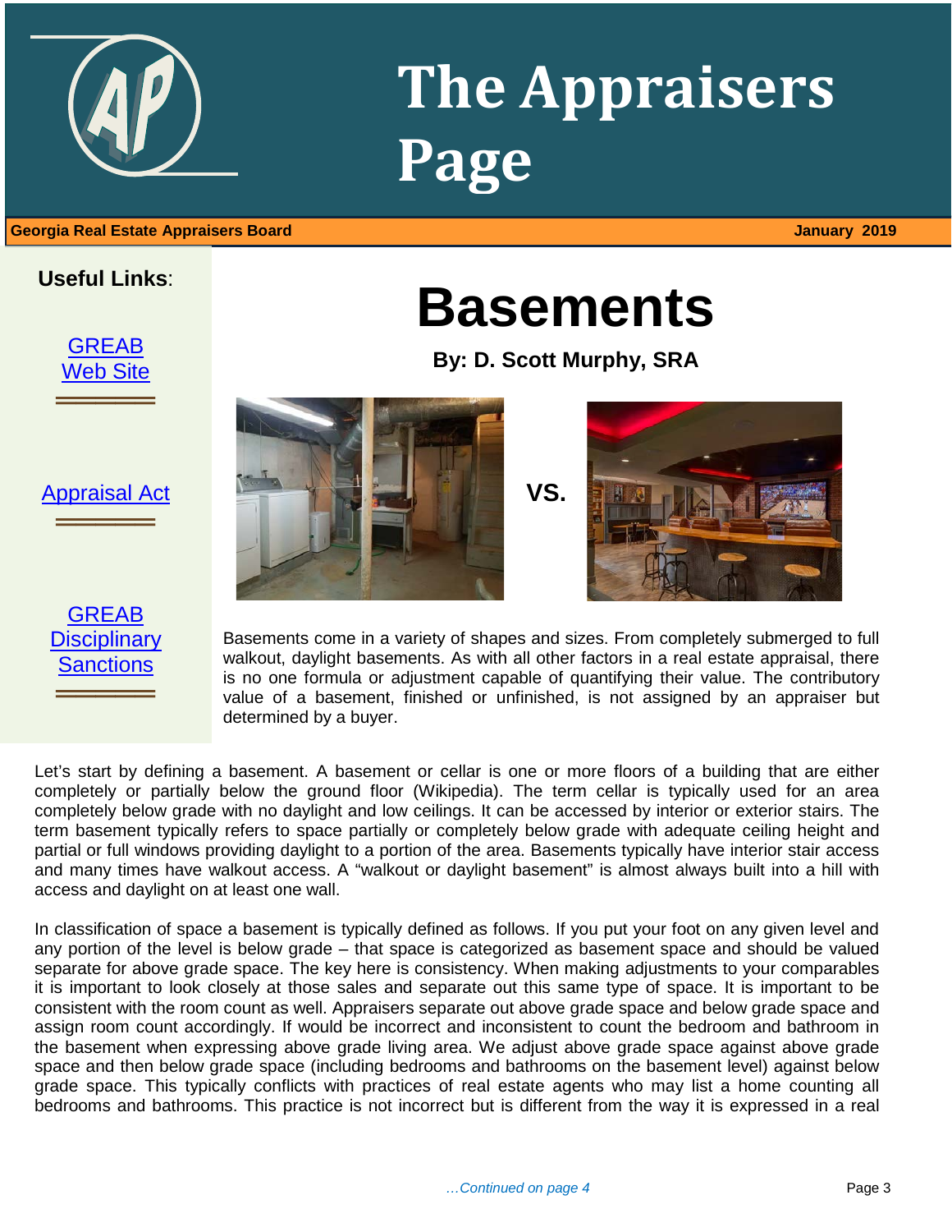# The Appraisers Page

**Georgia Real Estate Appraisers Board** **January 2019**

**Useful Links**:

GREAB Web Site

Appraisal Act

GREAB Disciplinary Sanctions

# Basements

**By: D. Scott Murphy, SRA**

**VS.**

Basements come in a variety of shapes and sizes. From completely submerged to full walkout, daylight basements. As with all other factors in a real estate appraisal, there is no one formula or adjustment capable of quantifying their value. The contributory value of a basement, finished or unfinished, is not assigned by an appraiser but determined by a buyer.

Let's start by defining a basement. A basement or cellar is one or more floors of a building that are either completely or partially below the ground floor (Wikipedia). The term cellar is typically used for an area completely below grade with no daylight and low ceilings. It can be accessed by interior or exterior stairs. The term basement typically refers to space partially or completely below grade with adequate ceiling height and partial or full windows providing daylight to a portion of the area. Basements typically have interior stair access and many times have walkout access. A "walkout or daylight basement" is almost always built into a hill with access and daylight on at least one wall.

In classification of space a basement is typically defined as follows. If you put your foot on any given level and any portion of the level is below grade – that space is categorized as basement space and should be valued separate for above grade space. The key here is consistency. When making adjustments to your comparables it is important to look closely at those sales and separate out this same type of space. It is important to be consistent with the room count as well. Appraisers separate out above grade space and below grade space and assign room count accordingly. If would be incorrect and inconsistent to count the bedroom and bathroom in the basement when expressing above grade living area. We adjust above grade space against above grade space and then below grade space (including bedrooms and bathrooms on the basement level) against below grade space. This typically conflicts with practices of real estate agents who may list a home counting all bedrooms and bathrooms. This practice is not incorrect but is different from the way it is expressed in a real

*…Continued on page 4*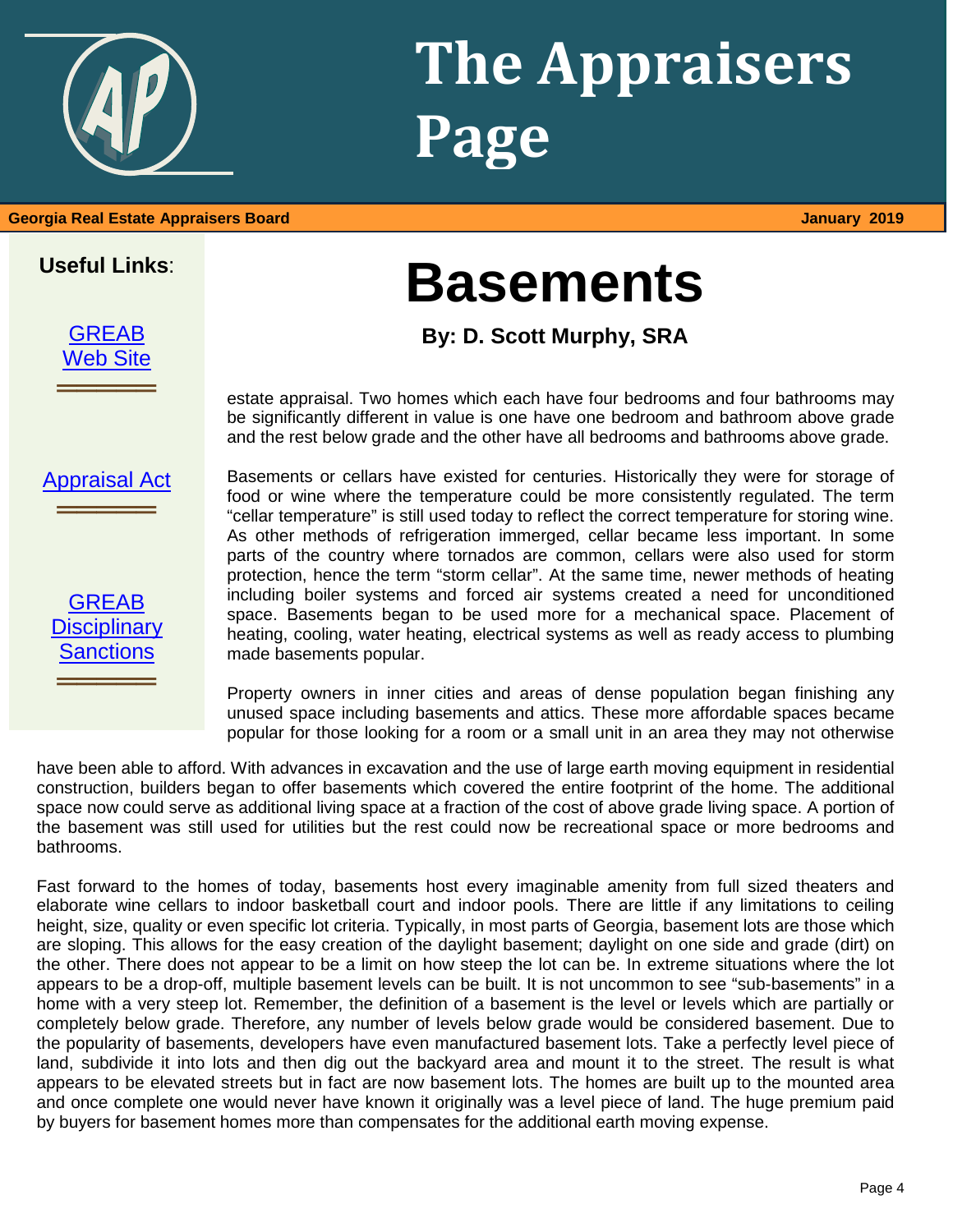# The Appraisers Page

**Georgia Real Estate Appraisers Board** **January 2019**

**Useful Links**:

GREAB Web Site

Appraisal Act

GREAB Disciplinary Sanctions

# Basements

**By: D. Scott Murphy, SRA**

estate appraisal. Two homes which each have four bedrooms and four bathrooms may be significantly different in value is one have one bedroom and bathroom above grade and the rest below grade and the other have all bedrooms and bathrooms above grade.

Basements or cellars have existed for centuries. Historically they were for storage of food or wine where the temperature could be more consistently regulated. The term "cellar temperature" is still used today to reflect the correct temperature for storing wine. As other methods of refrigeration immerged, cellar became less important. In some parts of the country where tornados are common, cellars were also used for storm protection, hence the term "storm cellar". At the same time, newer methods of heating including boiler systems and forced air systems created a need for unconditioned space. Basements began to be used more for a mechanical space. Placement of heating, cooling, water heating, electrical systems as well as ready access to plumbing made basements popular.

Property owners in inner cities and areas of dense population began finishing any unused space including basements and attics. These more affordable spaces became popular for those looking for a room or a small unit in an area they may not otherwise have been able to afford. With advances in excavation and the use of large earth moving equipment in residential construction, builders began to offer basements which covered the entire footprint of the home. The additional space now could serve as additional living space at a fraction of the cost of above grade living space. A portion of the basement was still used for utilities but the rest could now be recreational space or more bedrooms and bathrooms.

Fast forward to the homes of today, basements host every imaginable amenity from full sized theaters and elaborate wine cellars to indoor basketball court and indoor pools. There are little if any limitations to ceiling height, size, quality or even specific lot criteria. Typically, in most parts of Georgia, basement lots are those which are sloping. This allows for the easy creation of the daylight basement; daylight on one side and grade (dirt) on the other. There does not appear to be a limit on how steep the lot can be. In extreme situations where the lot appears to be a drop-off, multiple basement levels can be built. It is not uncommon to see "sub-basements" in a home with a very steep lot. Remember, the definition of a basement is the level or levels which are partially or completely below grade. Therefore, any number of levels below grade would be considered basement. Due to the popularity of basements, developers have even manufactured basement lots. Take a perfectly level piece of land, subdivide it into lots and then dig out the backyard area and mount it to the street. The result is what appears to be elevated streets but in fact are now basement lots. The homes are built up to the mounted area and once complete one would never have known it originally was a level piece of land. The huge premium paid by buyers for basement homes more than compensates for the additional earth moving expense.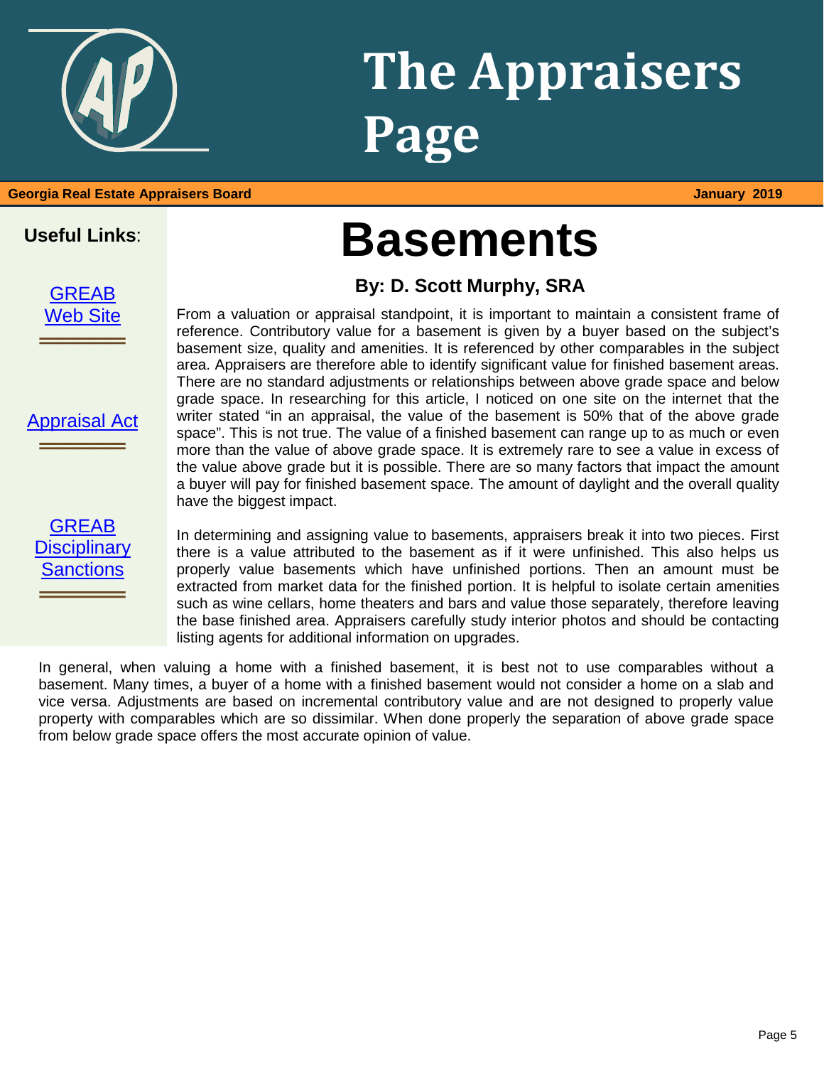# The Appraisers Page

**Georgia Real Estate Appraisers Board** **January 2019**

**Useful Links**:

GREAB Web Site

Appraisal Act

GREAB Disciplinary Sanctions

# Basements

### By: D. Scott Murphy, SRA

From a valuation or appraisal standpoint, it is important to maintain a consistent frame of reference. Contributory value for a basement is given by a buyer based on the subject's basement size, quality and amenities. It is referenced by other comparables in the subject area. Appraisers are therefore able to identify significant value for finished basement areas. There are no standard adjustments or relationships between above grade space and below grade space. In researching for this article, I noticed on one site on the internet that the writer stated "in an appraisal, the value of the basement is 50% that of the above grade space". This is not true. The value of a finished basement can range up to as much or even more than the value of above grade space. It is extremely rare to see a value in excess of the value above grade but it is possible. There are so many factors that impact the amount a buyer will pay for finished basement space. The amount of daylight and the overall quality have the biggest impact.

In determining and assigning value to basements, appraisers break it into two pieces. First there is a value attributed to the basement as if it were unfinished. This also helps us properly value basements which have unfinished portions. Then an amount must be extracted from market data for the finished portion. It is helpful to isolate certain amenities such as wine cellars, home theaters and bars and value those separately, therefore leaving the base finished area. Appraisers carefully study interior photos and should be contacting listing agents for additional information on upgrades.

In general, when valuing a home with a finished basement, it is best not to use comparables without a basement. Many times, a buyer of a home with a finished basement would not consider a home on a slab and vice versa. Adjustments are based on incremental contributory value and are not designed to properly value property with comparables which are so dissimilar. When done properly the separation of above grade space from below grade space offers the most accurate opinion of value.